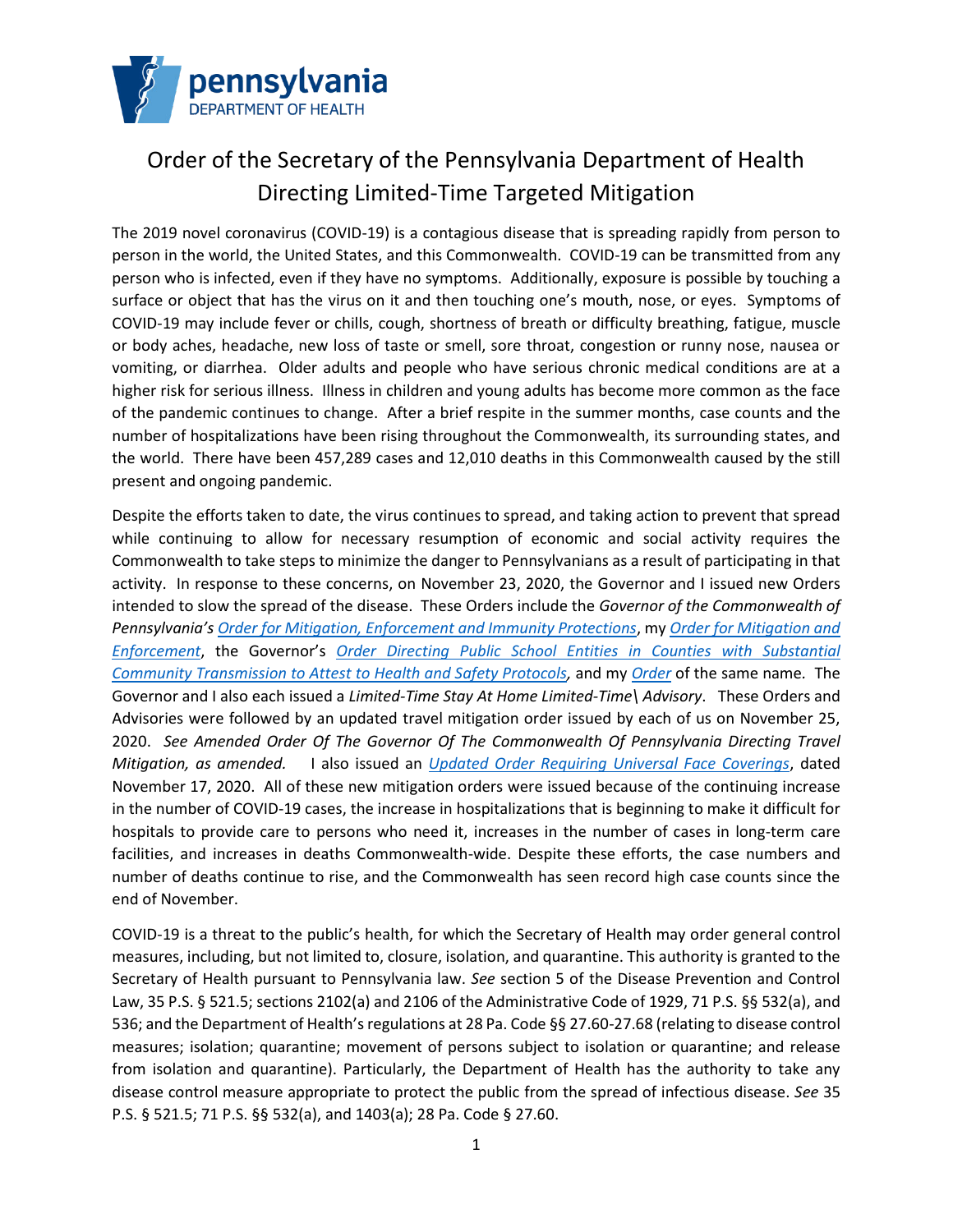# Order of the Secretary of the Pennsylvania Department of Health Directing Limited-Time Targeted Mitigation

The 2019 novel coronavirus (COVID-19) is a contagious disease that is spreading rapidly from person to person in the world, the United States, and this Commonwealth. COVID-19 can be transmitted from any person who is infected, even if they have no symptoms. Additionally, exposure is possible by touching a surface or object that has the virus on it and then touching one's mouth, nose, or eyes. Symptoms of COVID-19 may include fever or chills, cough, shortness of breath or difficulty breathing, fatigue, muscle or body aches, headache, new loss of taste or smell, sore throat, congestion or runny nose, nausea or vomiting, or diarrhea. Older adults and people who have serious chronic medical conditions are at a higher risk for serious illness. Illness in children and young adults has become more common as the face of the pandemic continues to change. After a brief respite in the summer months, case counts and the number of hospitalizations have been rising throughout the Commonwealth, its surrounding states, and the world. There have been 457,289 cases and 12,010 deaths in this Commonwealth caused by the still present and ongoing pandemic.

Despite the efforts taken to date, the virus continues to spread, and taking action to prevent that spread while continuing to allow for necessary resumption of economic and social activity requires the Commonwealth to take steps to minimize the danger to Pennsylvanians as a result of participating in that activity. In response to these concerns, on November 23, 2020, the Governor and I issued new Orders intended to slow the spread of the disease. These Orders include the *Governor of the Commonwealth of Pennsylvania's Order for Mitigation, Enforcement and Immunity Protections*, my *Order for Mitigation and Enforcement*, the Governor's *Order Directing Public School Entities in Counties with Substantial Community Transmission to Attest to Health and Safety Protocols,* and my *Order* of the same name. The Governor and I also each issued a *Limited-Time Stay At Home Limited-Time\ Advisory*. These Orders and Advisories were followed by an updated travel mitigation order issued by each of us on November 25, 2020. *See Amended Order Of The Governor Of The Commonwealth Of Pennsylvania Directing Travel Mitigation, as amended.* I also issued an *Updated Order Requiring Universal Face Coverings*, dated November 17, 2020. All of these new mitigation orders were issued because of the continuing increase in the number of COVID-19 cases, the increase in hospitalizations that is beginning to make it difficult for hospitals to provide care to persons who need it, increases in the number of cases in long-term care facilities, and increases in deaths Commonwealth-wide. Despite these efforts, the case numbers and number of deaths continue to rise, and the Commonwealth has seen record high case counts since the end of November.

COVID-19 is a threat to the public's health, for which the Secretary of Health may order general control measures, including, but not limited to, closure, isolation, and quarantine. This authority is granted to the Secretary of Health pursuant to Pennsylvania law. *See* section 5 of the Disease Prevention and Control Law, 35 P.S. § 521.5; sections 2102(a) and 2106 of the Administrative Code of 1929, 71 P.S. §§ 532(a), and 536; and the Department of Health's regulations at 28 Pa. Code §§ 27.60-27.68 (relating to disease control measures; isolation; quarantine; movement of persons subject to isolation or quarantine; and release from isolation and quarantine). Particularly, the Department of Health has the authority to take any disease control measure appropriate to protect the public from the spread of infectious disease. *See* 35 P.S. § 521.5; 71 P.S. §§ 532(a), and 1403(a); 28 Pa. Code § 27.60.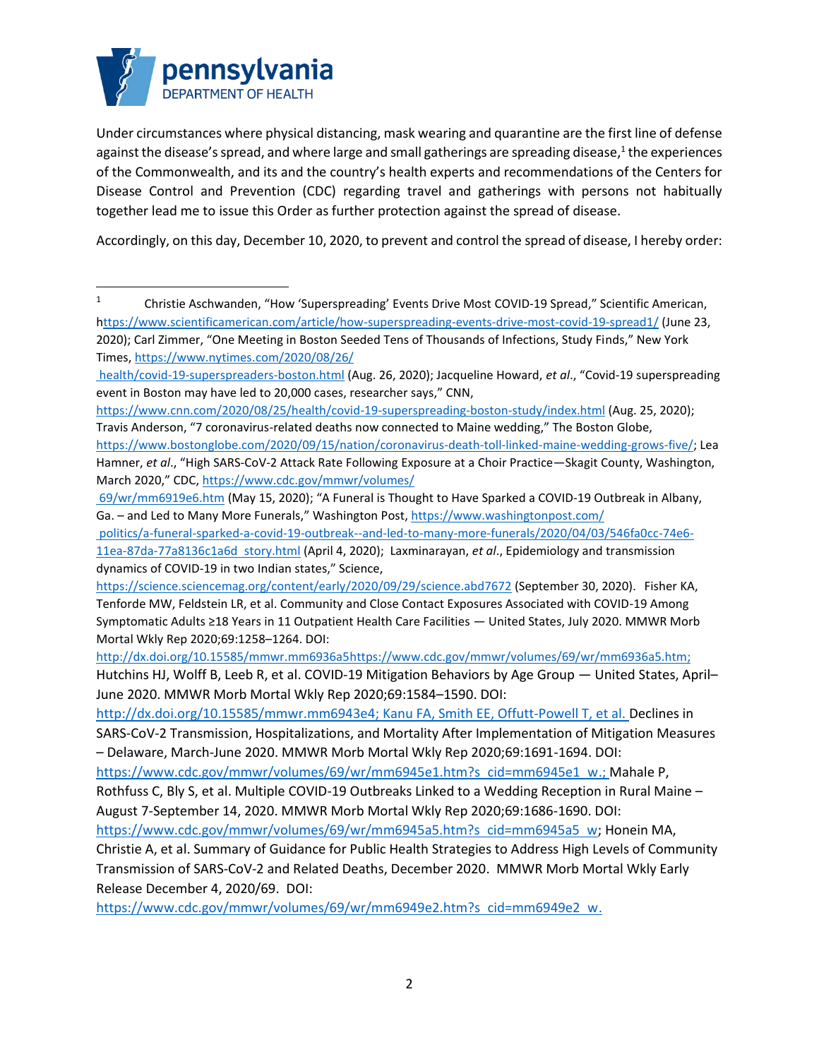Under circumstances where physical distancing, mask wearing and quarantine are the first line of defense against the disease's spread, and where large and small gatherings are spreading disease,[1] the experiences of the Commonwealth, and its and the country's health experts and recommendations of the Centers for Disease Control and Prevention (CDC) regarding travel and gatherings with persons not habitually together lead me to issue this Order as further protection against the spread of disease.

Accordingly, on this day, December 10, 2020, to prevent and control the spread of disease, I hereby order:

---

[1] Christie Aschwanden, "How 'Superspreading' Events Drive Most COVID-19 Spread," Scientific American, https://www.scientificamerican.com/article/how-superspreading-events-drive-most-covid-19-spread1/ (June 23, 2020); Carl Zimmer, "One Meeting in Boston Seeded Tens of Thousands of Infections, Study Finds," New York Times, https://www.nytimes.com/2020/08/26/health/covid-19-superspreaders-boston.html (Aug. 26, 2020); Jacqueline Howard, *et al*., "Covid-19 superspreading event in Boston may have led to 20,000 cases, researcher says," CNN, https://www.cnn.com/2020/08/25/health/covid-19-superspreading-boston-study/index.html (Aug. 25, 2020); Travis Anderson, "7 coronavirus-related deaths now connected to Maine wedding," The Boston Globe, https://www.bostonglobe.com/2020/09/15/nation/coronavirus-death-toll-linked-maine-wedding-grows-five/; Lea Hamner, *et al*., "High SARS-CoV-2 Attack Rate Following Exposure at a Choir Practice—Skagit County, Washington, March 2020," CDC, https://www.cdc.gov/mmwr/volumes/69/wr/mm6919e6.htm (May 15, 2020); "A Funeral is Thought to Have Sparked a COVID-19 Outbreak in Albany, Ga. – and Led to Many More Funerals," Washington Post, https://www.washingtonpost.com/politics/a-funeral-sparked-a-covid-19-outbreak--and-led-to-many-more-funerals/2020/04/03/546fa0cc-74e6-11ea-87da-77a8136c1a6d_story.html (April 4, 2020); Laxminarayan, *et al*., Epidemiology and transmission dynamics of COVID-19 in two Indian states," Science, https://science.sciencemag.org/content/early/2020/09/29/science.abd7672 (September 30, 2020). Fisher KA, Tenforde MW, Feldstein LR, et al. Community and Close Contact Exposures Associated with COVID-19 Among Symptomatic Adults ≥18 Years in 11 Outpatient Health Care Facilities — United States, July 2020. MMWR Morb Mortal Wkly Rep 2020;69:1258–1264. DOI: http://dx.doi.org/10.15585/mmwr.mm6936a5https://www.cdc.gov/mmwr/volumes/69/wr/mm6936a5.htm; Hutchins HJ, Wolff B, Leeb R, et al. COVID-19 Mitigation Behaviors by Age Group — United States, April–June 2020. MMWR Morb Mortal Wkly Rep 2020;69:1584–1590. DOI: http://dx.doi.org/10.15585/mmwr.mm6943e4; Kanu FA, Smith EE, Offutt-Powell T, et al. Declines in SARS-CoV-2 Transmission, Hospitalizations, and Mortality After Implementation of Mitigation Measures – Delaware, March-June 2020. MMWR Morb Mortal Wkly Rep 2020;69:1691-1694. DOI: https://www.cdc.gov/mmwr/volumes/69/wr/mm6945e1.htm?s_cid=mm6945e1_w.; Mahale P, Rothfuss C, Bly S, et al. Multiple COVID-19 Outbreaks Linked to a Wedding Reception in Rural Maine – August 7-September 14, 2020. MMWR Morb Mortal Wkly Rep 2020;69:1686-1690. DOI: https://www.cdc.gov/mmwr/volumes/69/wr/mm6945a5.htm?s_cid=mm6945a5_w; Honein MA, Christie A, et al. Summary of Guidance for Public Health Strategies to Address High Levels of Community Transmission of SARS-CoV-2 and Related Deaths, December 2020. MMWR Morb Mortal Wkly Early Release December 4, 2020/69. DOI: https://www.cdc.gov/mmwr/volumes/69/wr/mm6949e2.htm?s_cid=mm6949e2_w.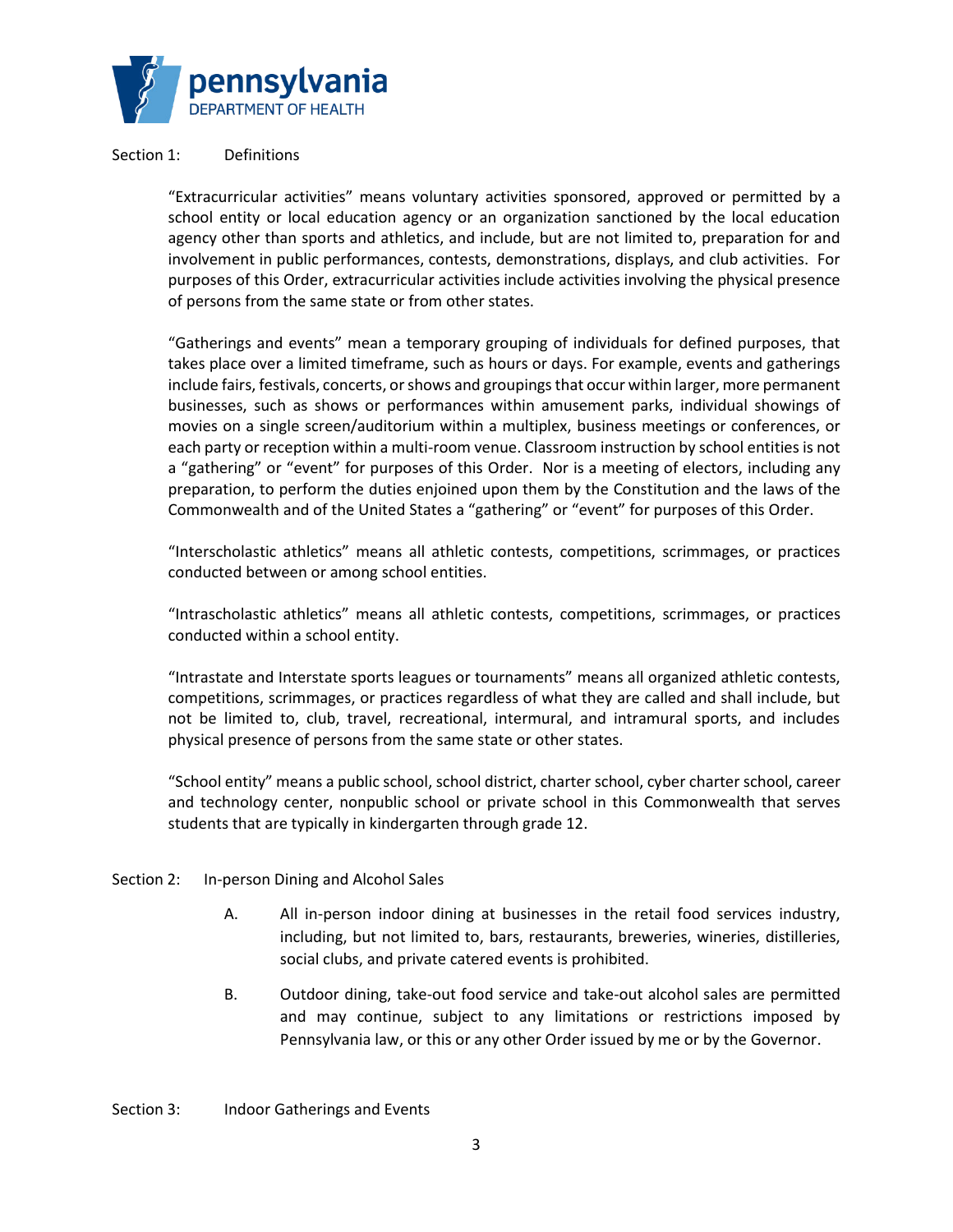## Section 1: Definitions

"Extracurricular activities" means voluntary activities sponsored, approved or permitted by a school entity or local education agency or an organization sanctioned by the local education agency other than sports and athletics, and include, but are not limited to, preparation for and involvement in public performances, contests, demonstrations, displays, and club activities. For purposes of this Order, extracurricular activities include activities involving the physical presence of persons from the same state or from other states.

"Gatherings and events" mean a temporary grouping of individuals for defined purposes, that takes place over a limited timeframe, such as hours or days. For example, events and gatherings include fairs, festivals, concerts, or shows and groupings that occur within larger, more permanent businesses, such as shows or performances within amusement parks, individual showings of movies on a single screen/auditorium within a multiplex, business meetings or conferences, or each party or reception within a multi-room venue. Classroom instruction by school entities is not a "gathering" or "event" for purposes of this Order. Nor is a meeting of electors, including any preparation, to perform the duties enjoined upon them by the Constitution and the laws of the Commonwealth and of the United States a "gathering" or "event" for purposes of this Order.

"Interscholastic athletics" means all athletic contests, competitions, scrimmages, or practices conducted between or among school entities.

"Intrascholastic athletics" means all athletic contests, competitions, scrimmages, or practices conducted within a school entity.

"Intrastate and Interstate sports leagues or tournaments" means all organized athletic contests, competitions, scrimmages, or practices regardless of what they are called and shall include, but not be limited to, club, travel, recreational, intermural, and intramural sports, and includes physical presence of persons from the same state or other states.

"School entity" means a public school, school district, charter school, cyber charter school, career and technology center, nonpublic school or private school in this Commonwealth that serves students that are typically in kindergarten through grade 12.

## Section 2: In-person Dining and Alcohol Sales

A. All in-person indoor dining at businesses in the retail food services industry, including, but not limited to, bars, restaurants, breweries, wineries, distilleries, social clubs, and private catered events is prohibited.

B. Outdoor dining, take-out food service and take-out alcohol sales are permitted and may continue, subject to any limitations or restrictions imposed by Pennsylvania law, or this or any other Order issued by me or by the Governor.

## Section 3: Indoor Gatherings and Events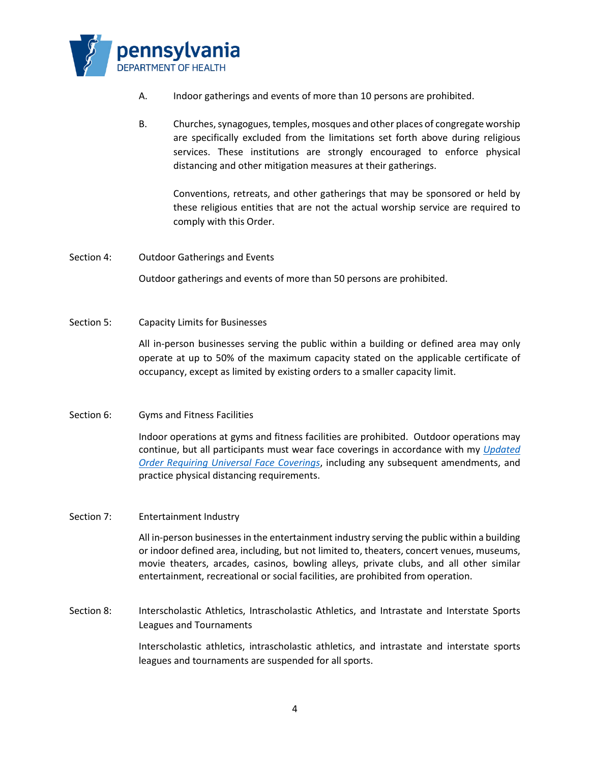A. Indoor gatherings and events of more than 10 persons are prohibited.

B. Churches, synagogues, temples, mosques and other places of congregate worship are specifically excluded from the limitations set forth above during religious services. These institutions are strongly encouraged to enforce physical distancing and other mitigation measures at their gatherings.

Conventions, retreats, and other gatherings that may be sponsored or held by these religious entities that are not the actual worship service are required to comply with this Order.

Section 4: Outdoor Gatherings and Events

Outdoor gatherings and events of more than 50 persons are prohibited.

Section 5: Capacity Limits for Businesses

All in-person businesses serving the public within a building or defined area may only operate at up to 50% of the maximum capacity stated on the applicable certificate of occupancy, except as limited by existing orders to a smaller capacity limit.

Section 6: Gyms and Fitness Facilities

Indoor operations at gyms and fitness facilities are prohibited. Outdoor operations may continue, but all participants must wear face coverings in accordance with my *Updated Order Requiring Universal Face Coverings*, including any subsequent amendments, and practice physical distancing requirements.

Section 7: Entertainment Industry

All in-person businesses in the entertainment industry serving the public within a building or indoor defined area, including, but not limited to, theaters, concert venues, museums, movie theaters, arcades, casinos, bowling alleys, private clubs, and all other similar entertainment, recreational or social facilities, are prohibited from operation.

Section 8: Interscholastic Athletics, Intrascholastic Athletics, and Intrastate and Interstate Sports Leagues and Tournaments

Interscholastic athletics, intrascholastic athletics, and intrastate and interstate sports leagues and tournaments are suspended for all sports.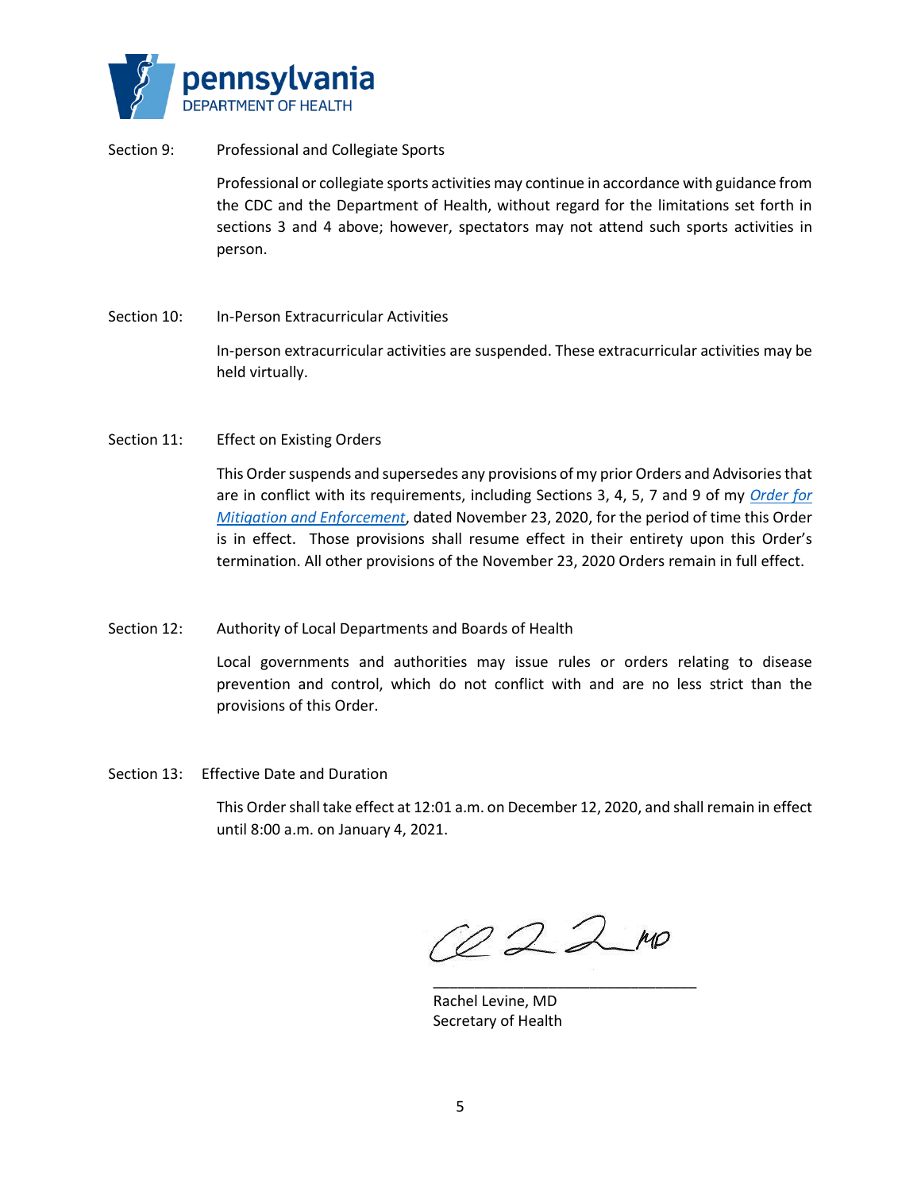Section 9: Professional and Collegiate Sports

Professional or collegiate sports activities may continue in accordance with guidance from the CDC and the Department of Health, without regard for the limitations set forth in sections 3 and 4 above; however, spectators may not attend such sports activities in person.

Section 10: In-Person Extracurricular Activities

In-person extracurricular activities are suspended. These extracurricular activities may be held virtually.

Section 11: Effect on Existing Orders

This Order suspends and supersedes any provisions of my prior Orders and Advisories that are in conflict with its requirements, including Sections 3, 4, 5, 7 and 9 of my *Order for Mitigation and Enforcement*, dated November 23, 2020, for the period of time this Order is in effect. Those provisions shall resume effect in their entirety upon this Order's termination. All other provisions of the November 23, 2020 Orders remain in full effect.

Section 12: Authority of Local Departments and Boards of Health

Local governments and authorities may issue rules or orders relating to disease prevention and control, which do not conflict with and are no less strict than the provisions of this Order.

Section 13: Effective Date and Duration

This Order shall take effect at 12:01 a.m. on December 12, 2020, and shall remain in effect until 8:00 a.m. on January 4, 2021.

Rachel Levine, MD
Secretary of Health